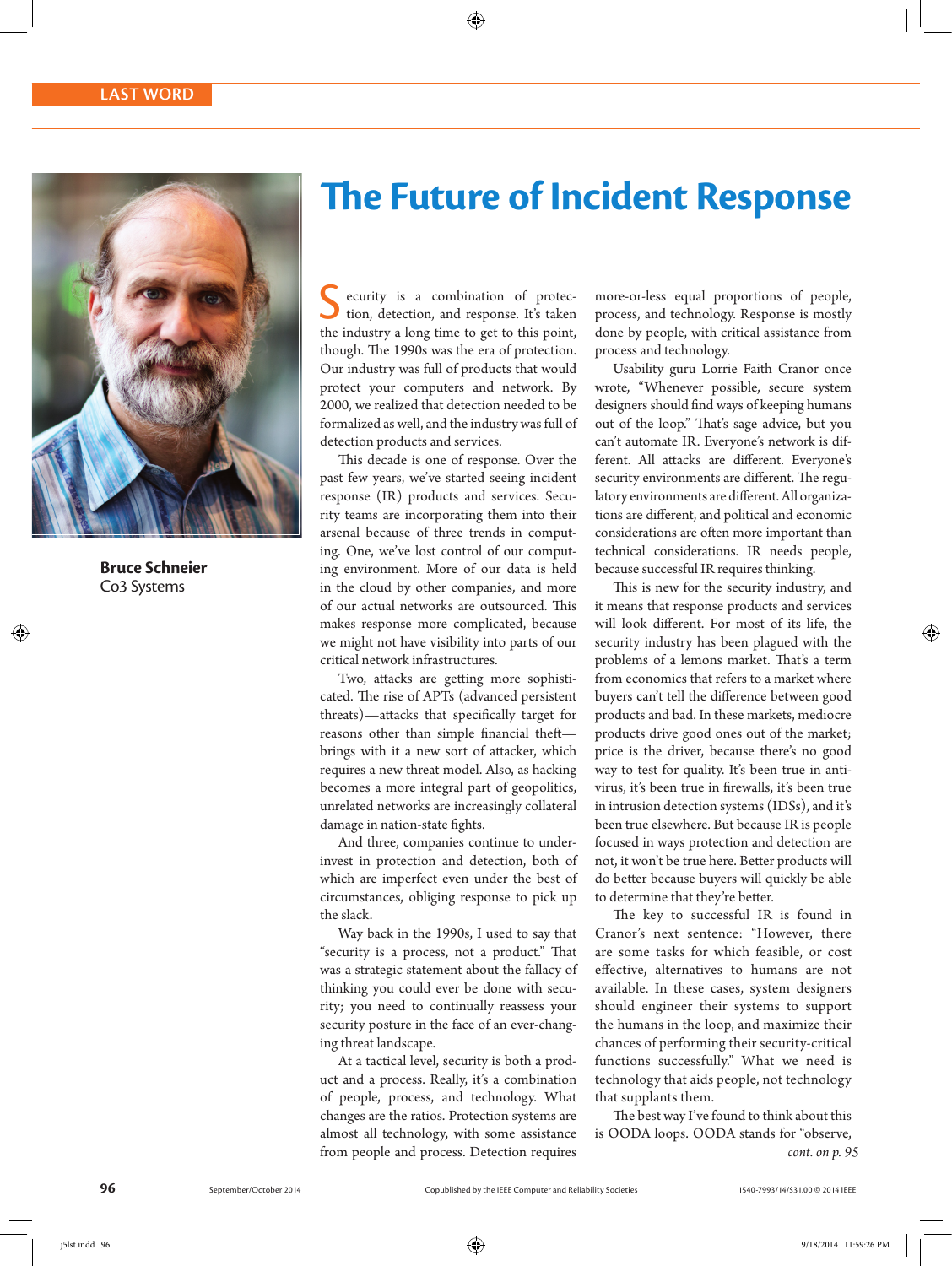LAST WORD

# The Future of Incident Response

**Bruce Schneier**
Co3 Systems

Security is a combination of protection, detection, and response. It's taken the industry a long time to get to this point, though. The 1990s was the era of protection. Our industry was full of products that would protect your computers and network. By 2000, we realized that detection needed to be formalized as well, and the industry was full of detection products and services.

This decade is one of response. Over the past few years, we've started seeing incident response (IR) products and services. Security teams are incorporating them into their arsenal because of three trends in computing. One, we've lost control of our computing environment. More of our data is held in the cloud by other companies, and more of our actual networks are outsourced. This makes response more complicated, because we might not have visibility into parts of our critical network infrastructures.

Two, attacks are getting more sophisticated. The rise of APTs (advanced persistent threats)—attacks that specifically target for reasons other than simple financial theft—brings with it a new sort of attacker, which requires a new threat model. Also, as hacking becomes a more integral part of geopolitics, unrelated networks are increasingly collateral damage in nation-state fights.

And three, companies continue to underinvest in protection and detection, both of which are imperfect even under the best of circumstances, obliging response to pick up the slack.

Way back in the 1990s, I used to say that "security is a process, not a product." That was a strategic statement about the fallacy of thinking you could ever be done with security; you need to continually reassess your security posture in the face of an ever-changing threat landscape.

At a tactical level, security is both a product and a process. Really, it's a combination of people, process, and technology. What changes are the ratios. Protection systems are almost all technology, with some assistance from people and process. Detection requires more-or-less equal proportions of people, process, and technology. Response is mostly done by people, with critical assistance from process and technology.

Usability guru Lorrie Faith Cranor once wrote, "Whenever possible, secure system designers should find ways of keeping humans out of the loop." That's sage advice, but you can't automate IR. Everyone's network is different. All attacks are different. Everyone's security environments are different. The regulatory environments are different. All organizations are different, and political and economic considerations are often more important than technical considerations. IR needs people, because successful IR requires thinking.

This is new for the security industry, and it means that response products and services will look different. For most of its life, the security industry has been plagued with the problems of a lemons market. That's a term from economics that refers to a market where buyers can't tell the difference between good products and bad. In these markets, mediocre products drive good ones out of the market; price is the driver, because there's no good way to test for quality. It's been true in antivirus, it's been true in firewalls, it's been true in intrusion detection systems (IDSs), and it's been true elsewhere. But because IR is people focused in ways protection and detection are not, it won't be true here. Better products will do better because buyers will quickly be able to determine that they're better.

The key to successful IR is found in Cranor's next sentence: "However, there are some tasks for which feasible, or cost effective, alternatives to humans are not available. In these cases, system designers should engineer their systems to support the humans in the loop, and maximize their chances of performing their security-critical functions successfully." What we need is technology that aids people, not technology that supplants them.

The best way I've found to think about this is OODA loops. OODA stands for "observe,

*cont. on p. 95*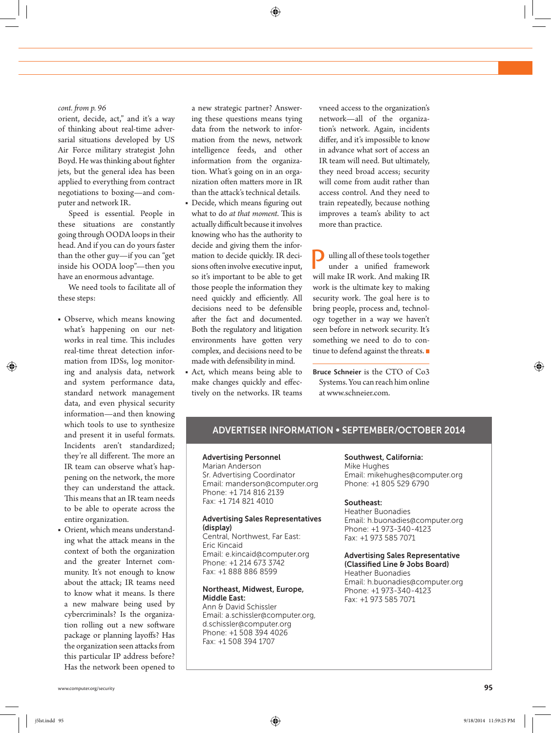*cont. from p. 96*

orient, decide, act," and it's a way of thinking about real-time adversarial situations developed by US Air Force military strategist John Boyd. He was thinking about fighter jets, but the general idea has been applied to everything from contract negotiations to boxing—and computer and network IR.

Speed is essential. People in these situations are constantly going through OODA loops in their head. And if you can do yours faster than the other guy—if you can "get inside his OODA loop"—then you have an enormous advantage.

We need tools to facilitate all of these steps:

- Observe, which means knowing what's happening on our networks in real time. This includes real-time threat detection information from IDSs, log monitoring and analysis data, network and system performance data, standard network management data, and even physical security information—and then knowing which tools to use to synthesize and present it in useful formats. Incidents aren't standardized; they're all different. The more an IR team can observe what's happening on the network, the more they can understand the attack. This means that an IR team needs to be able to operate across the entire organization.
- Orient, which means understanding what the attack means in the context of both the organization and the greater Internet community. It's not enough to know about the attack; IR teams need to know what it means. Is there a new malware being used by cybercriminals? Is the organization rolling out a new software package or planning layoffs? Has the organization seen attacks from this particular IP address before? Has the network been opened to a new strategic partner? Answering these questions means tying data from the network to information from the news, network intelligence feeds, and other information from the organization. What's going on in an organization often matters more in IR than the attack's technical details.
- Decide, which means figuring out what to do *at that moment*. This is actually difficult because it involves knowing who has the authority to decide and giving them the information to decide quickly. IR decisions often involve executive input, so it's important to be able to get those people the information they need quickly and efficiently. All decisions need to be defensible after the fact and documented. Both the regulatory and litigation environments have gotten very complex, and decisions need to be made with defensibility in mind.
- Act, which means being able to make changes quickly and effectively on the networks. IR teams vneed access to the organization's network—all of the organization's network. Again, incidents differ, and it's impossible to know in advance what sort of access an IR team will need. But ultimately, they need broad access; security will come from audit rather than access control. And they need to train repeatedly, because nothing improves a team's ability to act more than practice.

Pulling all of these tools together under a unified framework will make IR work. And making IR work is the ultimate key to making security work. The goal here is to bring people, process and, technology together in a way we haven't seen before in network security. It's something we need to do to continue to defend against the threats. ■

**Bruce Schneier** is the CTO of Co3 Systems. You can reach him online at www.schneier.com.

## ADVERTISER INFORMATION • SEPTEMBER/OCTOBER 2014

**Advertising Personnel**
Marian Anderson
Sr. Advertising Coordinator
Email: manderson@computer.org
Phone: +1 714 816 2139
Fax: +1 714 821 4010

**Advertising Sales Representatives (display)**
Central, Northwest, Far East:
Eric Kincaid
Email: e.kincaid@computer.org
Phone: +1 214 673 3742
Fax: +1 888 886 8599

**Northeast, Midwest, Europe, Middle East:**
Ann & David Schissler
Email: a.schissler@computer.org, d.schissler@computer.org
Phone: +1 508 394 4026
Fax: +1 508 394 1707

**Southwest, California:**
Mike Hughes
Email: mikehughes@computer.org
Phone: +1 805 529 6790

**Southeast:**
Heather Buonadies
Email: h.buonadies@computer.org
Phone: +1 973-340-4123
Fax: +1 973 585 7071

**Advertising Sales Representative (Classified Line & Jobs Board)**
Heather Buonadies
Email: h.buonadies@computer.org
Phone: +1 973-340-4123
Fax: +1 973 585 7071